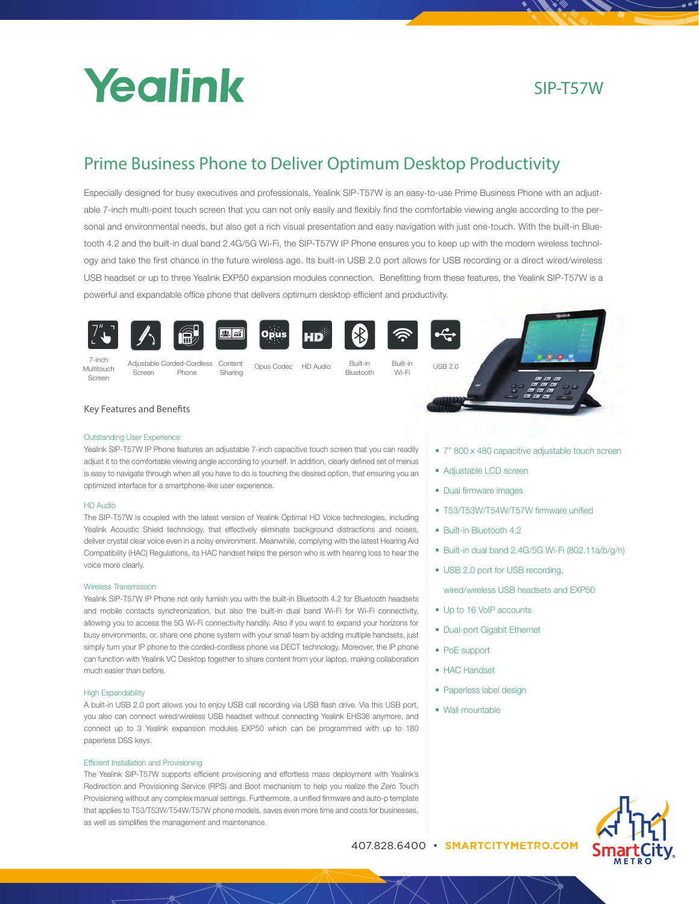# Yealink

SIP-T57W

## Prime Business Phone to Deliver Optimum Desktop Productivity

Especially designed for busy executives and professionals, Yealink SIP-T57W is an easy-to-use Prime Business Phone with an adjustable 7-inch multi-point touch screen that you can not only easily and flexibly find the comfortable viewing angle according to the personal and environmental needs, but also get a rich visual presentation and easy navigation with just one-touch. With the built-in Bluetooth 4.2 and the built-in dual band 2.4G/5G Wi-Fi, the SIP-T57W IP Phone ensures you to keep up with the modern wireless technology and take the first chance in the future wireless age. Its built-in USB 2.0 port allows for USB recording or a direct wired/wireless USB headset or up to three Yealink EXP50 expansion modules connection. Benefitting from these features, the Yealink SIP-T57W is a powerful and expandable office phone that delivers optimum desktop efficient and productivity.

7-inch Multitouch Screen | Adjustable Screen | Corded-Cordless Phone | Content Sharing | Opus Codec | HD Audio | Built-in Bluetooth | Built-in Wi-Fi | USB 2.0

### Key Features and Benefits

#### Outstanding User Experience

Yealink SIP-T57W IP Phone features an adjustable 7-inch capacitive touch screen that you can readily adjust it to the comfortable viewing angle according to yourself. In addition, clearly defined set of menus is easy to navigate through when all you have to do is touching the desired option, that ensuring you an optimized interface for a smartphone-like user experience.

#### HD Audio

The SIP-T57W is coupled with the latest version of Yealink Optimal HD Voice technologies, including Yealink Acoustic Shield technology, that effectively eliminate background distractions and noises, deliver crystal clear voice even in a noisy environment. Meanwhile, complying with the latest Hearing Aid Compatibility (HAC) Regulations, its HAC handset helps the person who is with hearing loss to hear the voice more clearly.

#### Wireless Transmission

Yealink SIP-T57W IP Phone not only furnish you with the built-in Bluetooth 4.2 for Bluetooth headsets and mobile contacts synchronization, but also the built-in dual band Wi-Fi for Wi-Fi connectivity, allowing you to access the 5G Wi-Fi connectivity handily. Also if you want to expand your horizons for busy environments, or, share one phone system with your small team by adding multiple handsets, just simply turn your IP phone to the corded-cordless phone via DECT technology. Moreover, the IP phone can function with Yealink VC Desktop together to share content from your laptop, making collaboration much easier than before.

#### High Expandability

A built-in USB 2.0 port allows you to enjoy USB call recording via USB flash drive. Via this USB port, you also can connect wired/wireless USB headset without connecting Yealink EHS36 anymore, and connect up to 3 Yealink expansion modules EXP50 which can be programmed with up to 180 paperless DSS keys.

#### Efficient Installation and Provisioning

The Yealink SIP-T57W supports efficient provisioning and effortless mass deployment with Yealink's Redirection and Provisioning Service (RPS) and Boot mechanism to help you realize the Zero Touch Provisioning without any complex manual settings. Furthermore, a unified firmware and auto-p template that applies to T53/T53W/T54W/T57W phone models, saves even more time and costs for businesses, as well as simplifies the management and maintenance.

- 7" 800 x 480 capacitive adjustable touch screen
- Adjustable LCD screen
- Dual firmware images
- T53/T53W/T54W/T57W firmware unified
- Built-in Bluetooth 4.2
- Built-in dual band 2.4G/5G Wi-Fi (802.11a/b/g/n)
- USB 2.0 port for USB recording, wired/wireless USB headsets and EXP50
- Up to 16 VoIP accounts
- Dual-port Gigabit Ethernet
- PoE support
- HAC Handset
- Paperless label design
- Wall mountable

407.828.6400 • SMARTCITYMETRO.COM

SmartCity METRO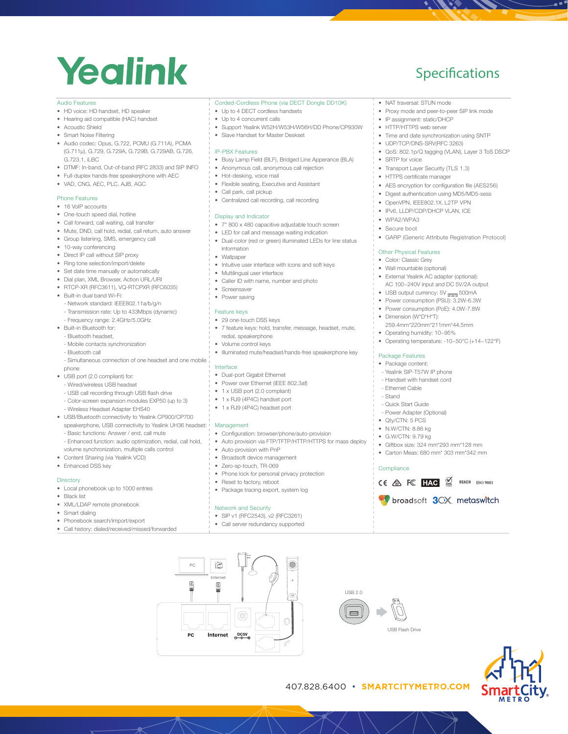# Yealink

## Specifications

### Audio Features

- HD voice: HD handset, HD speaker
- Hearing aid compatible (HAC) handset
- Acoustic Shield
- Smart Noise Filtering
- Audio codec: Opus, G.722, PCMU (G.711A), PCMA (G.711μ), G.729, G.729A, G.729B, G.726, G.723.1, iLBC
- DTMF: In-band, Out-of-band (RFC 2833) and SIP INFO
- Full-duplex hands-free speakerphone with AEC
- VAD, CNG, AEC, PLC, AJB, AGC

### Phone Features

- 16 VoIP accounts
- One-touch speed dial, hotline
- Call forward, call waiting, call transfer
- Mute, DND, call hold, redial, call return, auto answer
- Group listening, SMS, emergency call
- 10-way conferencing
- Direct IP call without SIP proxy
- Ring tone selection/import/delete
- Set date time manually or automatically
- Dial plan, XML Browser, Action URL/URI
- RTCP-XR (RFC3611), VQ-RTCPXR (RFC6035)
- Built-in dual band Wi-Fi:
  - Network standard: IEEE802.11a/b/g/n
  - Transmission rate: Up to 433Mbps (dynamic)
  - Frequency range: 2.4GHz/5.0GHz
- Built-in Bluetooth for:
  - Bluetooth headset,
  - Mobile contacts synchronization
  - Bluetooth call
  - Simultaneous connection of one headset and one mobile phone
- USB port (2.0 compliant) for:
  - Wired/wireless USB headset
  - USB call recording through USB flash drive
  - Color-screen expansion modules EXP50 (up to 3)
  - Wireless Headset Adapter EHS40
- USB/Bluetooth connectivity to Yealink CP900/CP700 speakerphone, USB connectivity to Yealink UH36 headset:
  - Basic functions: Answer / end, call mute
  - Enhanced function: audio optimization, redial, call hold, volume synchronization, multiple calls control
- Content Sharing (via Yealink VCD)
- Enhanced DSS key

### Directory

- Local phonebook up to 1000 entries
- Black list
- XML/LDAP remote phonebook
- Smart dialing
- Phonebook search/import/export
- Call history: dialed/received/missed/forwarded

### Corded-Cordless Phone (via DECT Dongle DD10K)

- Up to 4 DECT cordless handsets
- Up to 4 concurrent calls
- Support Yealink W52H/W53H/W56H/DD Phone/CP930W
- Slave Handset for Master Deskset

### IP-PBX Features

- Busy Lamp Field (BLF), Bridged Line Apperance (BLA)
- Anonymous call, anonymous call rejection
- Hot-desking, voice mail
- Flexible seating, Executive and Assistant
- Call park, call pickup
- Centralized call recording, call recording

### Display and Indicator

- 7" 800 x 480 capacitive adjustable touch screen
- LED for call and message waiting indication
- Dual-color (red or green) illuminated LEDs for line status information
- Wallpaper
- Intuitive user interface with icons and soft keys
- Multilingual user interface
- Caller ID with name, number and photo
- Screensaver
- Power saving

### Feature keys

- 29 one-touch DSS keys
- 7 feature keys: hold, transfer, message, headset, mute, redial, speakerphone
- Volume control keys
- Illuminated mute/headset/hands-free speakerphone key

### Interface

- Dual-port Gigabit Ethernet
- Power over Ethernet (IEEE 802.3af)
- 1 x USB port (2.0 compliant)
- 1 x RJ9 (4P4C) handset port
- 1 x RJ9 (4P4C) headset port

### Management

- Configuration: browser/phone/auto-provision
- Auto provision via FTP/TFTP/HTTP/HTTPS for mass deploy
- Auto-provision with PnP
- Broadsoft device management
- Zero-sp-touch, TR-069
- Phone lock for personal privacy protection
- Reset to factory, reboot
- Package tracing export, system log

### Network and Security

- SIP v1 (RFC2543), v2 (RFC3261)
- Call server redundancy supported
- NAT traversal: STUN mode
- Proxy mode and peer-to-peer SIP link mode
- IP assignment: static/DHCP
- HTTP/HTTPS web server
- Time and date synchronization using SNTP
- UDP/TCP/DNS-SRV(RFC 3263)
- QoS: 802.1p/Q tagging (VLAN), Layer 3 ToS DSCP
- SRTP for voice
- Transport Layer Security (TLS 1.3)
- HTTPS certificate manager
- AES encryption for configuration file (AES256)
- Digest authentication using MD5/MD5-sess
- OpenVPN, IEEE802.1X, L2TP VPN
- IPv6, LLDP/CDP/DHCP VLAN, ICE
- WPA2/WPA3
- Secure boot
- GARP (Generic Attribute Registration Protocol)

### Other Physical Features

- Color: Classic Grey
- Wall mountable (optional)
- External Yealink AC adapter (optional): AC 100~240V input and DC 5V/2A output
- USB output currency: 5V ⎓ 500mA
- Power consumption (PSU): 3.2W-6.3W
- Power consumption (PoE): 4.0W-7.8W
- Dimension (W*D*H*T): 259.4mm*220mm*211mm*44.5mm
- Operating humidity: 10~95%
- Operating temperature: -10~50°C (+14~122°F)

### Package Features

- Package content:
  - Yealink SIP-T57W IP phone
  - Handset with handset cord
  - Ethernet Cable
  - Stand
  - Quick Start Guide
  - Power Adapter (Optional)
- Qty/CTN: 5 PCS
- N.W/CTN: 8.86 kg
- G.W/CTN: 9.79 kg
- Giftbox size: 324 mm*293 mm*128 mm
- Carton Meas: 680 mm* 303 mm*342 mm

### Compliance

CE FC HAC REACH ISO 9001

broadsoft 3CX metaswitch

PC

Internet

PC

Internet

DC5V

USB 2.0

USB Flash Drive

407.828.6400 • SMARTCITYMETRO.COM

SmartCity METRO